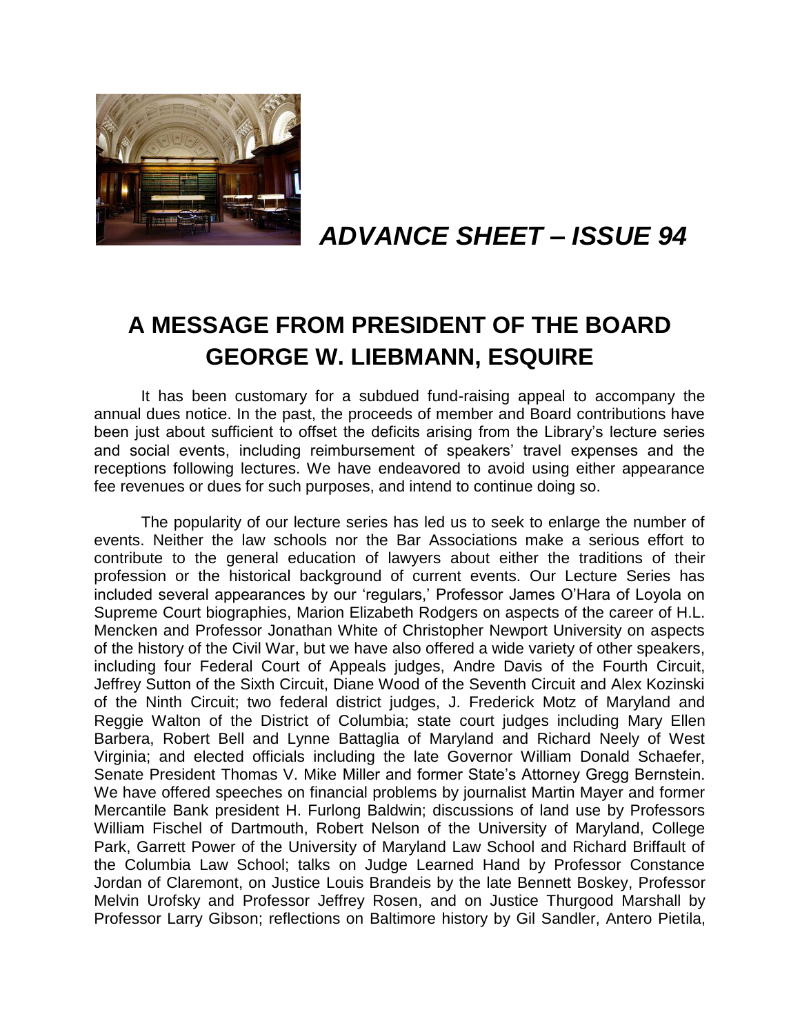# *ADVANCE SHEET – ISSUE 94*

## A MESSAGE FROM PRESIDENT OF THE BOARD GEORGE W. LIEBMANN, ESQUIRE

It has been customary for a subdued fund-raising appeal to accompany the annual dues notice. In the past, the proceeds of member and Board contributions have been just about sufficient to offset the deficits arising from the Library's lecture series and social events, including reimbursement of speakers' travel expenses and the receptions following lectures. We have endeavored to avoid using either appearance fee revenues or dues for such purposes, and intend to continue doing so.

The popularity of our lecture series has led us to seek to enlarge the number of events. Neither the law schools nor the Bar Associations make a serious effort to contribute to the general education of lawyers about either the traditions of their profession or the historical background of current events. Our Lecture Series has included several appearances by our 'regulars,' Professor James O'Hara of Loyola on Supreme Court biographies, Marion Elizabeth Rodgers on aspects of the career of H.L. Mencken and Professor Jonathan White of Christopher Newport University on aspects of the history of the Civil War, but we have also offered a wide variety of other speakers, including four Federal Court of Appeals judges, Andre Davis of the Fourth Circuit, Jeffrey Sutton of the Sixth Circuit, Diane Wood of the Seventh Circuit and Alex Kozinski of the Ninth Circuit; two federal district judges, J. Frederick Motz of Maryland and Reggie Walton of the District of Columbia; state court judges including Mary Ellen Barbera, Robert Bell and Lynne Battaglia of Maryland and Richard Neely of West Virginia; and elected officials including the late Governor William Donald Schaefer, Senate President Thomas V. Mike Miller and former State's Attorney Gregg Bernstein. We have offered speeches on financial problems by journalist Martin Mayer and former Mercantile Bank president H. Furlong Baldwin; discussions of land use by Professors William Fischel of Dartmouth, Robert Nelson of the University of Maryland, College Park, Garrett Power of the University of Maryland Law School and Richard Briffault of the Columbia Law School; talks on Judge Learned Hand by Professor Constance Jordan of Claremont, on Justice Louis Brandeis by the late Bennett Boskey, Professor Melvin Urofsky and Professor Jeffrey Rosen, and on Justice Thurgood Marshall by Professor Larry Gibson; reflections on Baltimore history by Gil Sandler, Antero Pietila,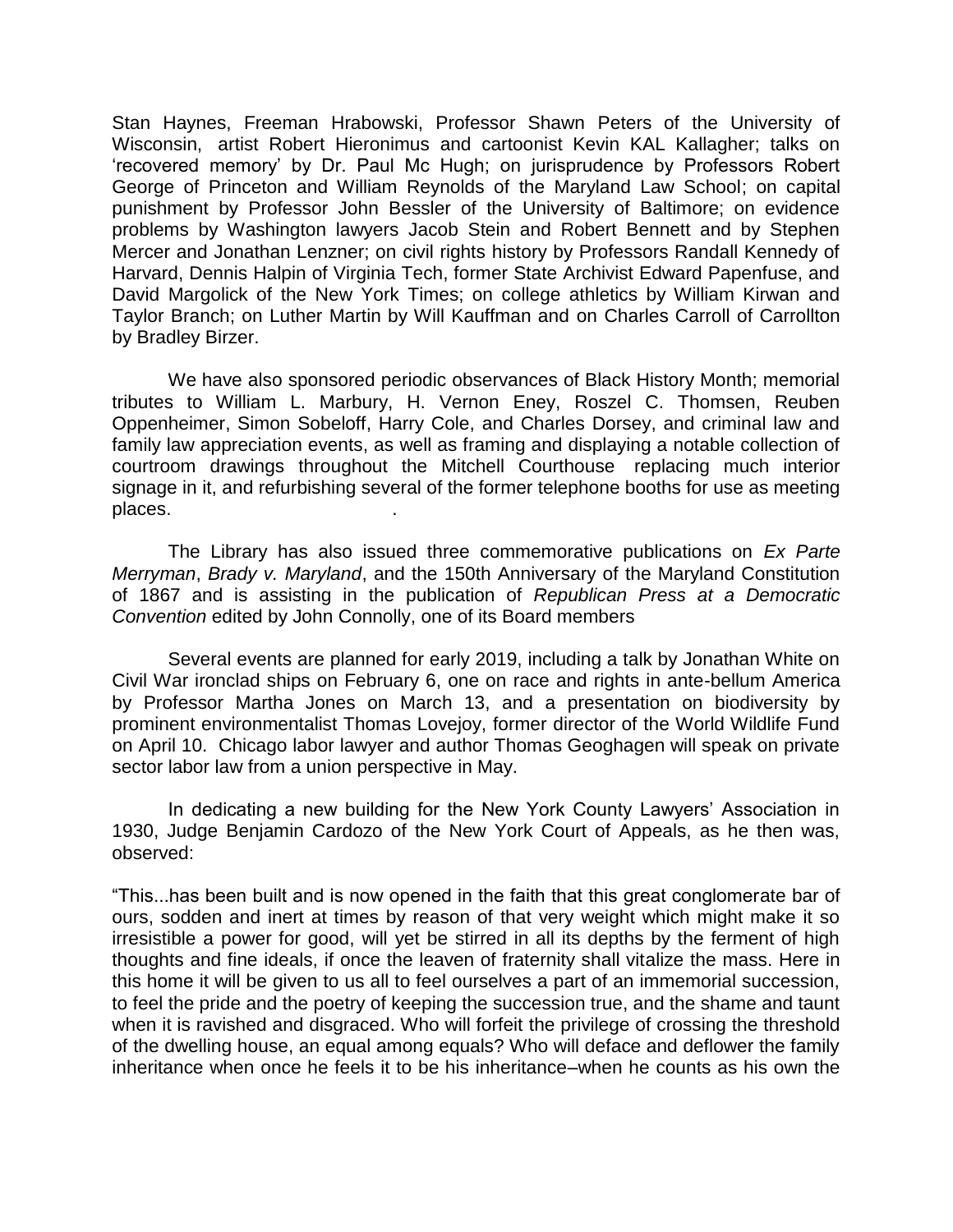Stan Haynes, Freeman Hrabowski, Professor Shawn Peters of the University of Wisconsin, artist Robert Hieronimus and cartoonist Kevin KAL Kallagher; talks on 'recovered memory' by Dr. Paul Mc Hugh; on jurisprudence by Professors Robert George of Princeton and William Reynolds of the Maryland Law School; on capital punishment by Professor John Bessler of the University of Baltimore; on evidence problems by Washington lawyers Jacob Stein and Robert Bennett and by Stephen Mercer and Jonathan Lenzner; on civil rights history by Professors Randall Kennedy of Harvard, Dennis Halpin of Virginia Tech, former State Archivist Edward Papenfuse, and David Margolick of the New York Times; on college athletics by William Kirwan and Taylor Branch; on Luther Martin by Will Kauffman and on Charles Carroll of Carrollton by Bradley Birzer.

We have also sponsored periodic observances of Black History Month; memorial tributes to William L. Marbury, H. Vernon Eney, Roszel C. Thomsen, Reuben Oppenheimer, Simon Sobeloff, Harry Cole, and Charles Dorsey, and criminal law and family law appreciation events, as well as framing and displaying a notable collection of courtroom drawings throughout the Mitchell Courthouse replacing much interior signage in it, and refurbishing several of the former telephone booths for use as meeting places. .

The Library has also issued three commemorative publications on *Ex Parte Merryman*, *Brady v. Maryland*, and the 150th Anniversary of the Maryland Constitution of 1867 and is assisting in the publication of *Republican Press at a Democratic Convention* edited by John Connolly, one of its Board members

Several events are planned for early 2019, including a talk by Jonathan White on Civil War ironclad ships on February 6, one on race and rights in ante-bellum America by Professor Martha Jones on March 13, and a presentation on biodiversity by prominent environmentalist Thomas Lovejoy, former director of the World Wildlife Fund on April 10. Chicago labor lawyer and author Thomas Geoghagen will speak on private sector labor law from a union perspective in May.

In dedicating a new building for the New York County Lawyers' Association in 1930, Judge Benjamin Cardozo of the New York Court of Appeals, as he then was, observed:

"This...has been built and is now opened in the faith that this great conglomerate bar of ours, sodden and inert at times by reason of that very weight which might make it so irresistible a power for good, will yet be stirred in all its depths by the ferment of high thoughts and fine ideals, if once the leaven of fraternity shall vitalize the mass. Here in this home it will be given to us all to feel ourselves a part of an immemorial succession, to feel the pride and the poetry of keeping the succession true, and the shame and taunt when it is ravished and disgraced. Who will forfeit the privilege of crossing the threshold of the dwelling house, an equal among equals? Who will deface and deflower the family inheritance when once he feels it to be his inheritance–when he counts as his own the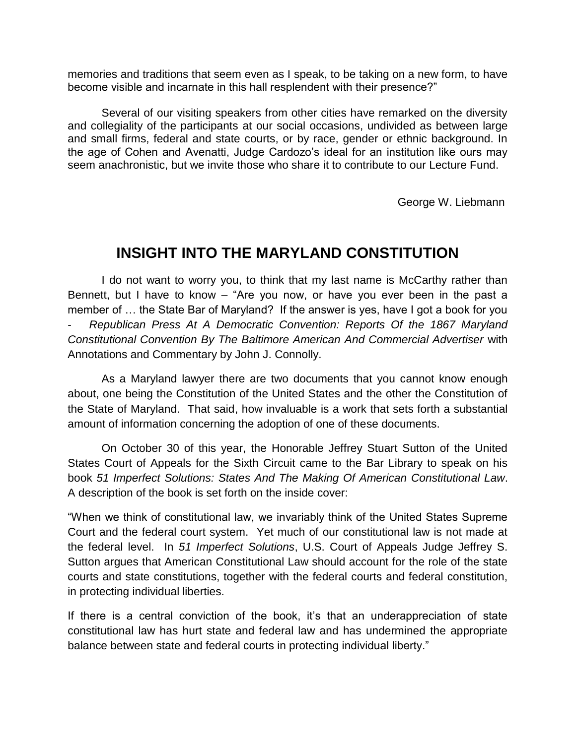memories and traditions that seem even as I speak, to be taking on a new form, to have become visible and incarnate in this hall resplendent with their presence?"

Several of our visiting speakers from other cities have remarked on the diversity and collegiality of the participants at our social occasions, undivided as between large and small firms, federal and state courts, or by race, gender or ethnic background. In the age of Cohen and Avenatti, Judge Cardozo's ideal for an institution like ours may seem anachronistic, but we invite those who share it to contribute to our Lecture Fund.

George W. Liebmann

## INSIGHT INTO THE MARYLAND CONSTITUTION

I do not want to worry you, to think that my last name is McCarthy rather than Bennett, but I have to know – "Are you now, or have you ever been in the past a member of … the State Bar of Maryland? If the answer is yes, have I got a book for you - *Republican Press At A Democratic Convention: Reports Of the 1867 Maryland Constitutional Convention By The Baltimore American And Commercial Advertiser* with Annotations and Commentary by John J. Connolly.

As a Maryland lawyer there are two documents that you cannot know enough about, one being the Constitution of the United States and the other the Constitution of the State of Maryland. That said, how invaluable is a work that sets forth a substantial amount of information concerning the adoption of one of these documents.

On October 30 of this year, the Honorable Jeffrey Stuart Sutton of the United States Court of Appeals for the Sixth Circuit came to the Bar Library to speak on his book *51 Imperfect Solutions: States And The Making Of American Constitutional Law*. A description of the book is set forth on the inside cover:

"When we think of constitutional law, we invariably think of the United States Supreme Court and the federal court system. Yet much of our constitutional law is not made at the federal level. In *51 Imperfect Solutions*, U.S. Court of Appeals Judge Jeffrey S. Sutton argues that American Constitutional Law should account for the role of the state courts and state constitutions, together with the federal courts and federal constitution, in protecting individual liberties.

If there is a central conviction of the book, it's that an underappreciation of state constitutional law has hurt state and federal law and has undermined the appropriate balance between state and federal courts in protecting individual liberty."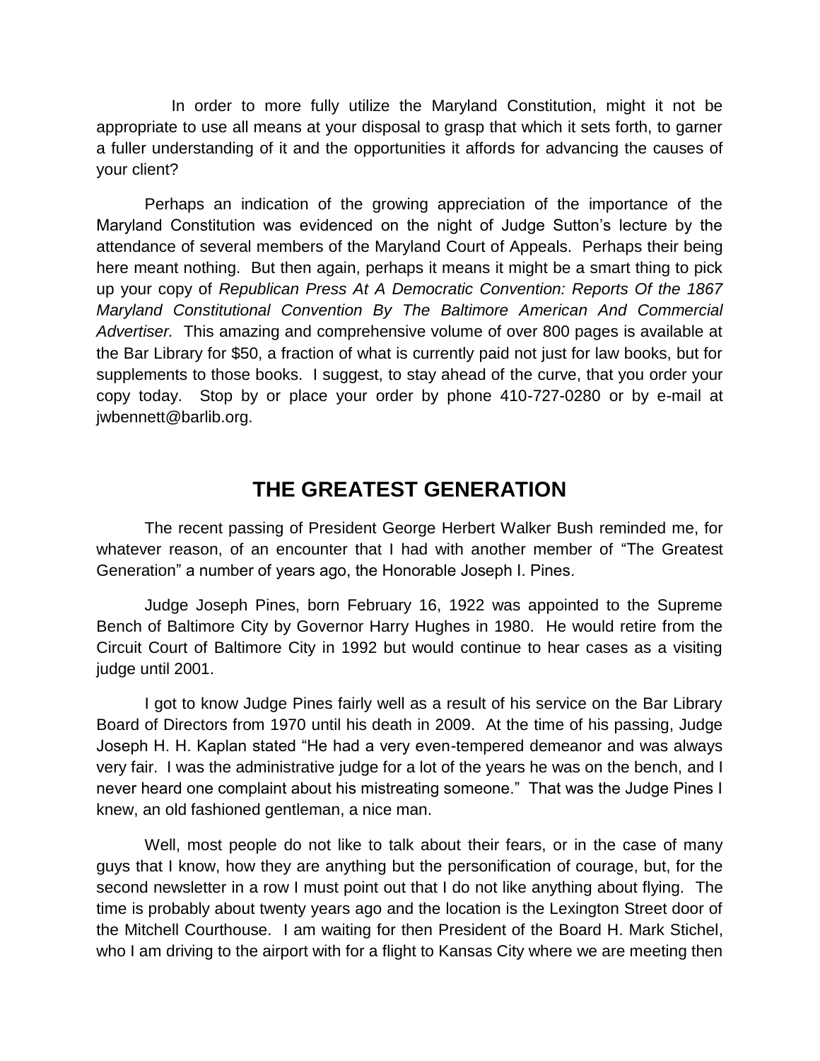In order to more fully utilize the Maryland Constitution, might it not be appropriate to use all means at your disposal to grasp that which it sets forth, to garner a fuller understanding of it and the opportunities it affords for advancing the causes of your client?

Perhaps an indication of the growing appreciation of the importance of the Maryland Constitution was evidenced on the night of Judge Sutton's lecture by the attendance of several members of the Maryland Court of Appeals. Perhaps their being here meant nothing. But then again, perhaps it means it might be a smart thing to pick up your copy of *Republican Press At A Democratic Convention: Reports Of the 1867 Maryland Constitutional Convention By The Baltimore American And Commercial Advertiser.* This amazing and comprehensive volume of over 800 pages is available at the Bar Library for $50, a fraction of what is currently paid not just for law books, but for supplements to those books. I suggest, to stay ahead of the curve, that you order your copy today. Stop by or place your order by phone 410-727-0280 or by e-mail at jwbennett@barlib.org.

## THE GREATEST GENERATION

The recent passing of President George Herbert Walker Bush reminded me, for whatever reason, of an encounter that I had with another member of "The Greatest Generation" a number of years ago, the Honorable Joseph I. Pines.

Judge Joseph Pines, born February 16, 1922 was appointed to the Supreme Bench of Baltimore City by Governor Harry Hughes in 1980. He would retire from the Circuit Court of Baltimore City in 1992 but would continue to hear cases as a visiting judge until 2001.

I got to know Judge Pines fairly well as a result of his service on the Bar Library Board of Directors from 1970 until his death in 2009. At the time of his passing, Judge Joseph H. H. Kaplan stated "He had a very even-tempered demeanor and was always very fair. I was the administrative judge for a lot of the years he was on the bench, and I never heard one complaint about his mistreating someone." That was the Judge Pines I knew, an old fashioned gentleman, a nice man.

Well, most people do not like to talk about their fears, or in the case of many guys that I know, how they are anything but the personification of courage, but, for the second newsletter in a row I must point out that I do not like anything about flying. The time is probably about twenty years ago and the location is the Lexington Street door of the Mitchell Courthouse. I am waiting for then President of the Board H. Mark Stichel, who I am driving to the airport with for a flight to Kansas City where we are meeting then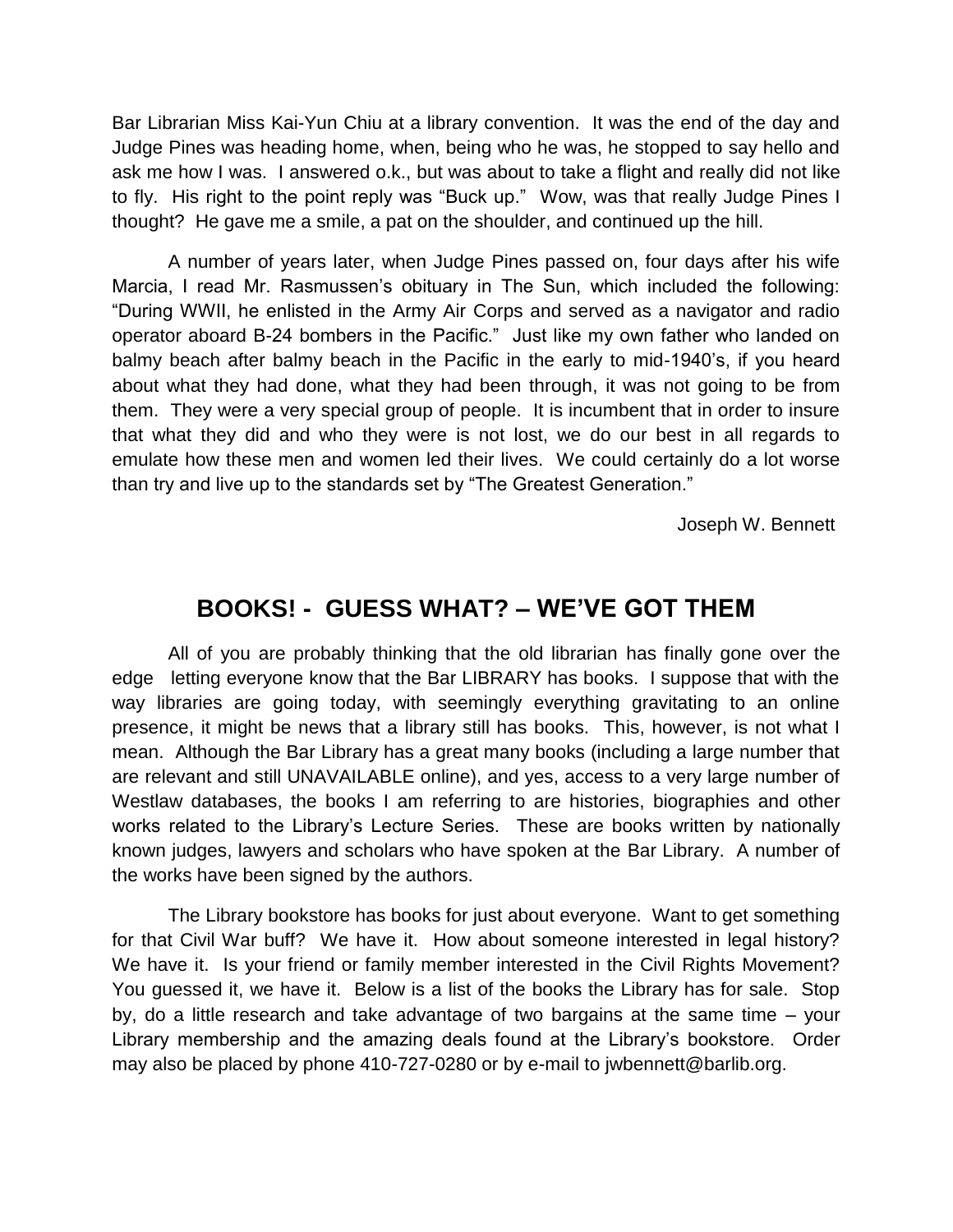Bar Librarian Miss Kai-Yun Chiu at a library convention. It was the end of the day and Judge Pines was heading home, when, being who he was, he stopped to say hello and ask me how I was. I answered o.k., but was about to take a flight and really did not like to fly. His right to the point reply was "Buck up." Wow, was that really Judge Pines I thought? He gave me a smile, a pat on the shoulder, and continued up the hill.

A number of years later, when Judge Pines passed on, four days after his wife Marcia, I read Mr. Rasmussen's obituary in The Sun, which included the following: "During WWII, he enlisted in the Army Air Corps and served as a navigator and radio operator aboard B-24 bombers in the Pacific." Just like my own father who landed on balmy beach after balmy beach in the Pacific in the early to mid-1940's, if you heard about what they had done, what they had been through, it was not going to be from them. They were a very special group of people. It is incumbent that in order to insure that what they did and who they were is not lost, we do our best in all regards to emulate how these men and women led their lives. We could certainly do a lot worse than try and live up to the standards set by "The Greatest Generation."

Joseph W. Bennett

## BOOKS! - GUESS WHAT? – WE'VE GOT THEM

All of you are probably thinking that the old librarian has finally gone over the edge letting everyone know that the Bar LIBRARY has books. I suppose that with the way libraries are going today, with seemingly everything gravitating to an online presence, it might be news that a library still has books. This, however, is not what I mean. Although the Bar Library has a great many books (including a large number that are relevant and still UNAVAILABLE online), and yes, access to a very large number of Westlaw databases, the books I am referring to are histories, biographies and other works related to the Library's Lecture Series. These are books written by nationally known judges, lawyers and scholars who have spoken at the Bar Library. A number of the works have been signed by the authors.

The Library bookstore has books for just about everyone. Want to get something for that Civil War buff? We have it. How about someone interested in legal history? We have it. Is your friend or family member interested in the Civil Rights Movement? You guessed it, we have it. Below is a list of the books the Library has for sale. Stop by, do a little research and take advantage of two bargains at the same time – your Library membership and the amazing deals found at the Library's bookstore. Order may also be placed by phone 410-727-0280 or by e-mail to jwbennett@barlib.org.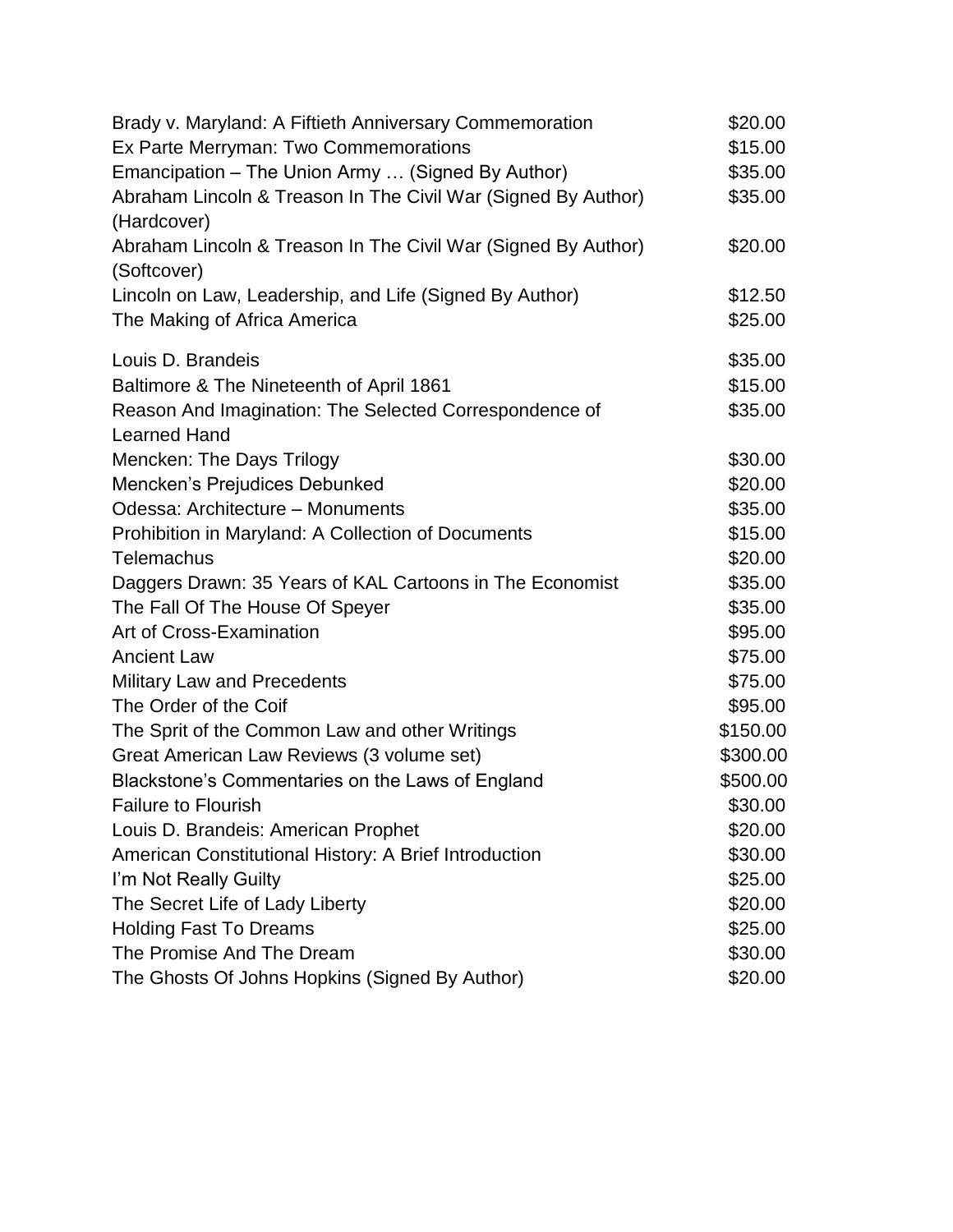| | |
|---|---|
| Brady v. Maryland: A Fiftieth Anniversary Commemoration | $20.00 |
| Ex Parte Merryman: Two Commemorations | $15.00 |
| Emancipation – The Union Army … (Signed By Author) | $35.00 |
| Abraham Lincoln & Treason In The Civil War (Signed By Author) (Hardcover) | $35.00 |
| Abraham Lincoln & Treason In The Civil War (Signed By Author) (Softcover) | $20.00 |
| Lincoln on Law, Leadership, and Life (Signed By Author) | $12.50 |
| The Making of Africa America | $25.00 |
| Louis D. Brandeis | $35.00 |
| Baltimore & The Nineteenth of April 1861 | $15.00 |
| Reason And Imagination: The Selected Correspondence of Learned Hand | $35.00 |
| Mencken: The Days Trilogy | $30.00 |
| Mencken's Prejudices Debunked | $20.00 |
| Odessa: Architecture – Monuments | $35.00 |
| Prohibition in Maryland: A Collection of Documents | $15.00 |
| Telemachus | $20.00 |
| Daggers Drawn: 35 Years of KAL Cartoons in The Economist | $35.00 |
| The Fall Of The House Of Speyer | $35.00 |
| Art of Cross-Examination | $95.00 |
| Ancient Law | $75.00 |
| Military Law and Precedents | $75.00 |
| The Order of the Coif | $95.00 |
| The Sprit of the Common Law and other Writings | $150.00 |
| Great American Law Reviews (3 volume set) | $300.00 |
| Blackstone's Commentaries on the Laws of England | $500.00 |
| Failure to Flourish | $30.00 |
| Louis D. Brandeis: American Prophet | $20.00 |
| American Constitutional History: A Brief Introduction | $30.00 |
| I'm Not Really Guilty | $25.00 |
| The Secret Life of Lady Liberty | $20.00 |
| Holding Fast To Dreams | $25.00 |
| The Promise And The Dream | $30.00 |
| The Ghosts Of Johns Hopkins (Signed By Author) | $20.00 |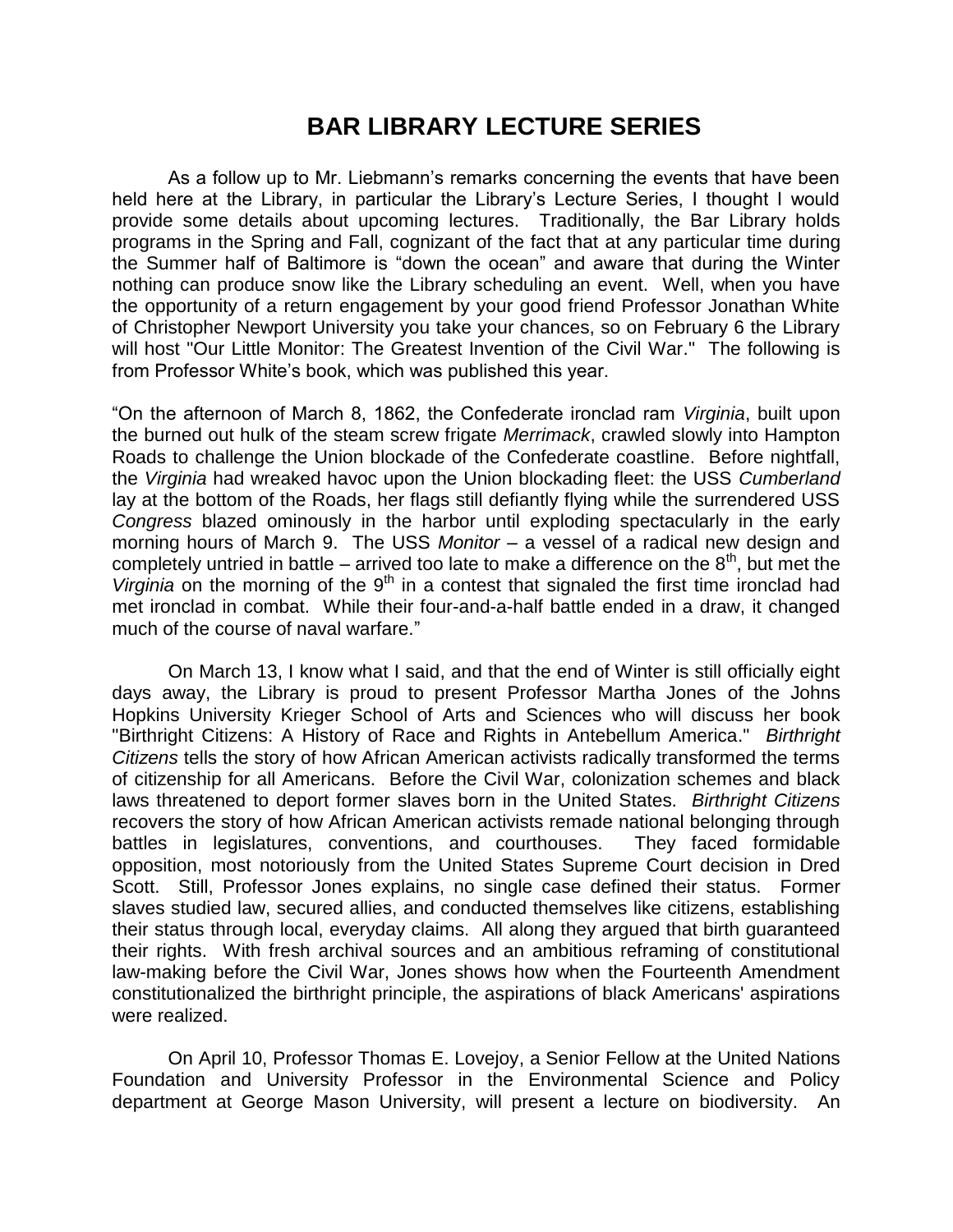# BAR LIBRARY LECTURE SERIES

As a follow up to Mr. Liebmann's remarks concerning the events that have been held here at the Library, in particular the Library's Lecture Series, I thought I would provide some details about upcoming lectures. Traditionally, the Bar Library holds programs in the Spring and Fall, cognizant of the fact that at any particular time during the Summer half of Baltimore is "down the ocean" and aware that during the Winter nothing can produce snow like the Library scheduling an event. Well, when you have the opportunity of a return engagement by your good friend Professor Jonathan White of Christopher Newport University you take your chances, so on February 6 the Library will host "Our Little Monitor: The Greatest Invention of the Civil War." The following is from Professor White's book, which was published this year.

"On the afternoon of March 8, 1862, the Confederate ironclad ram *Virginia*, built upon the burned out hulk of the steam screw frigate *Merrimack*, crawled slowly into Hampton Roads to challenge the Union blockade of the Confederate coastline. Before nightfall, the *Virginia* had wreaked havoc upon the Union blockading fleet: the USS *Cumberland* lay at the bottom of the Roads, her flags still defiantly flying while the surrendered USS *Congress* blazed ominously in the harbor until exploding spectacularly in the early morning hours of March 9. The USS *Monitor* – a vessel of a radical new design and completely untried in battle – arrived too late to make a difference on the 8th, but met the *Virginia* on the morning of the 9th in a contest that signaled the first time ironclad had met ironclad in combat. While their four-and-a-half battle ended in a draw, it changed much of the course of naval warfare."

On March 13, I know what I said, and that the end of Winter is still officially eight days away, the Library is proud to present Professor Martha Jones of the Johns Hopkins University Krieger School of Arts and Sciences who will discuss her book "Birthright Citizens: A History of Race and Rights in Antebellum America." *Birthright Citizens* tells the story of how African American activists radically transformed the terms of citizenship for all Americans. Before the Civil War, colonization schemes and black laws threatened to deport former slaves born in the United States. *Birthright Citizens* recovers the story of how African American activists remade national belonging through battles in legislatures, conventions, and courthouses. They faced formidable opposition, most notoriously from the United States Supreme Court decision in Dred Scott. Still, Professor Jones explains, no single case defined their status. Former slaves studied law, secured allies, and conducted themselves like citizens, establishing their status through local, everyday claims. All along they argued that birth guaranteed their rights. With fresh archival sources and an ambitious reframing of constitutional law-making before the Civil War, Jones shows how when the Fourteenth Amendment constitutionalized the birthright principle, the aspirations of black Americans' aspirations were realized.

On April 10, Professor Thomas E. Lovejoy, a Senior Fellow at the United Nations Foundation and University Professor in the Environmental Science and Policy department at George Mason University, will present a lecture on biodiversity. An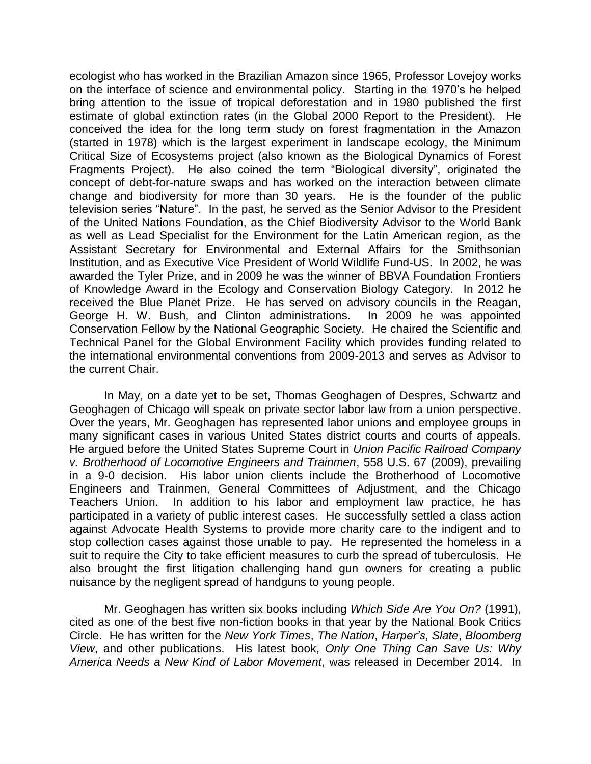ecologist who has worked in the Brazilian Amazon since 1965, Professor Lovejoy works on the interface of science and environmental policy. Starting in the 1970's he helped bring attention to the issue of tropical deforestation and in 1980 published the first estimate of global extinction rates (in the Global 2000 Report to the President). He conceived the idea for the long term study on forest fragmentation in the Amazon (started in 1978) which is the largest experiment in landscape ecology, the Minimum Critical Size of Ecosystems project (also known as the Biological Dynamics of Forest Fragments Project). He also coined the term "Biological diversity", originated the concept of debt-for-nature swaps and has worked on the interaction between climate change and biodiversity for more than 30 years. He is the founder of the public television series "Nature". In the past, he served as the Senior Advisor to the President of the United Nations Foundation, as the Chief Biodiversity Advisor to the World Bank as well as Lead Specialist for the Environment for the Latin American region, as the Assistant Secretary for Environmental and External Affairs for the Smithsonian Institution, and as Executive Vice President of World Wildlife Fund-US. In 2002, he was awarded the Tyler Prize, and in 2009 he was the winner of BBVA Foundation Frontiers of Knowledge Award in the Ecology and Conservation Biology Category. In 2012 he received the Blue Planet Prize. He has served on advisory councils in the Reagan, George H. W. Bush, and Clinton administrations. In 2009 he was appointed Conservation Fellow by the National Geographic Society. He chaired the Scientific and Technical Panel for the Global Environment Facility which provides funding related to the international environmental conventions from 2009-2013 and serves as Advisor to the current Chair.

In May, on a date yet to be set, Thomas Geoghagen of Despres, Schwartz and Geoghagen of Chicago will speak on private sector labor law from a union perspective. Over the years, Mr. Geoghagen has represented labor unions and employee groups in many significant cases in various United States district courts and courts of appeals. He argued before the United States Supreme Court in *Union Pacific Railroad Company v. Brotherhood of Locomotive Engineers and Trainmen*, 558 U.S. 67 (2009), prevailing in a 9-0 decision. His labor union clients include the Brotherhood of Locomotive Engineers and Trainmen, General Committees of Adjustment, and the Chicago Teachers Union. In addition to his labor and employment law practice, he has participated in a variety of public interest cases. He successfully settled a class action against Advocate Health Systems to provide more charity care to the indigent and to stop collection cases against those unable to pay. He represented the homeless in a suit to require the City to take efficient measures to curb the spread of tuberculosis. He also brought the first litigation challenging hand gun owners for creating a public nuisance by the negligent spread of handguns to young people.

Mr. Geoghagen has written six books including *Which Side Are You On?* (1991), cited as one of the best five non-fiction books in that year by the National Book Critics Circle. He has written for the *New York Times*, *The Nation*, *Harper's*, *Slate*, *Bloomberg View*, and other publications. His latest book, *Only One Thing Can Save Us: Why America Needs a New Kind of Labor Movement*, was released in December 2014. In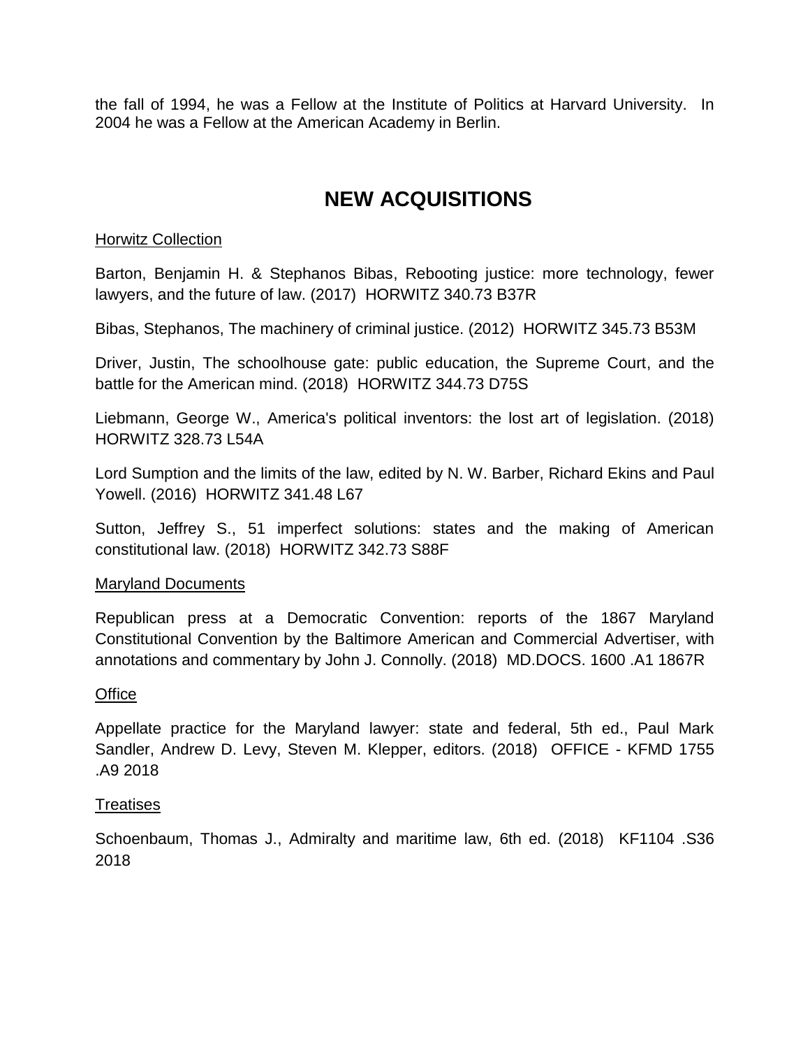the fall of 1994, he was a Fellow at the Institute of Politics at Harvard University. In 2004 he was a Fellow at the American Academy in Berlin.

# NEW ACQUISITIONS

Horwitz Collection

Barton, Benjamin H. & Stephanos Bibas, Rebooting justice: more technology, fewer lawyers, and the future of law. (2017) HORWITZ 340.73 B37R

Bibas, Stephanos, The machinery of criminal justice. (2012) HORWITZ 345.73 B53M

Driver, Justin, The schoolhouse gate: public education, the Supreme Court, and the battle for the American mind. (2018) HORWITZ 344.73 D75S

Liebmann, George W., America's political inventors: the lost art of legislation. (2018) HORWITZ 328.73 L54A

Lord Sumption and the limits of the law, edited by N. W. Barber, Richard Ekins and Paul Yowell. (2016) HORWITZ 341.48 L67

Sutton, Jeffrey S., 51 imperfect solutions: states and the making of American constitutional law. (2018) HORWITZ 342.73 S88F

Maryland Documents

Republican press at a Democratic Convention: reports of the 1867 Maryland Constitutional Convention by the Baltimore American and Commercial Advertiser, with annotations and commentary by John J. Connolly. (2018) MD.DOCS. 1600 .A1 1867R

Office

Appellate practice for the Maryland lawyer: state and federal, 5th ed., Paul Mark Sandler, Andrew D. Levy, Steven M. Klepper, editors. (2018) OFFICE - KFMD 1755 .A9 2018

Treatises

Schoenbaum, Thomas J., Admiralty and maritime law, 6th ed. (2018) KF1104 .S36 2018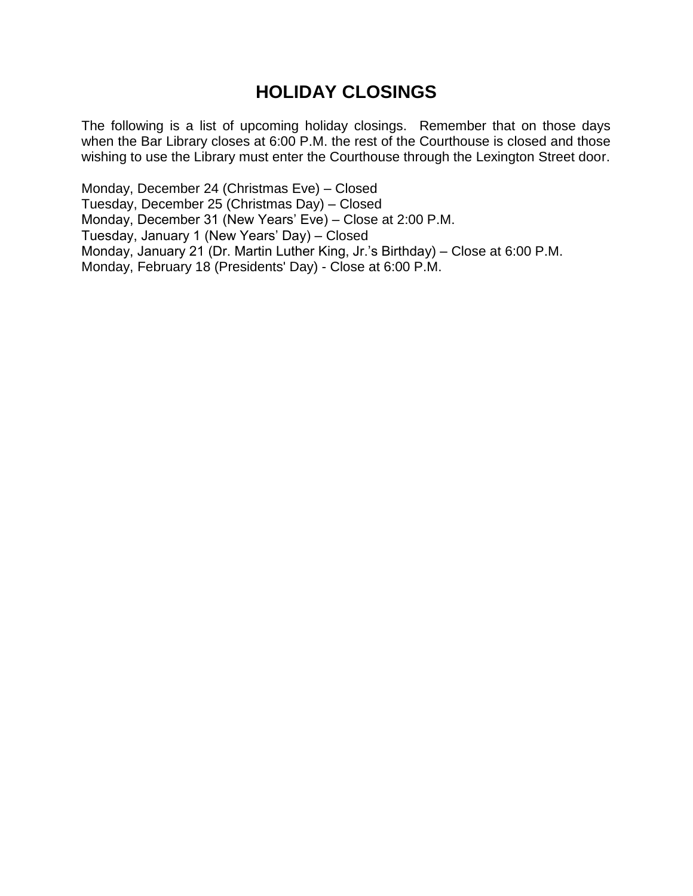# HOLIDAY CLOSINGS

The following is a list of upcoming holiday closings. Remember that on those days when the Bar Library closes at 6:00 P.M. the rest of the Courthouse is closed and those wishing to use the Library must enter the Courthouse through the Lexington Street door.

Monday, December 24 (Christmas Eve) – Closed
Tuesday, December 25 (Christmas Day) – Closed
Monday, December 31 (New Years' Eve) – Close at 2:00 P.M.
Tuesday, January 1 (New Years' Day) – Closed
Monday, January 21 (Dr. Martin Luther King, Jr.'s Birthday) – Close at 6:00 P.M.
Monday, February 18 (Presidents' Day) - Close at 6:00 P.M.